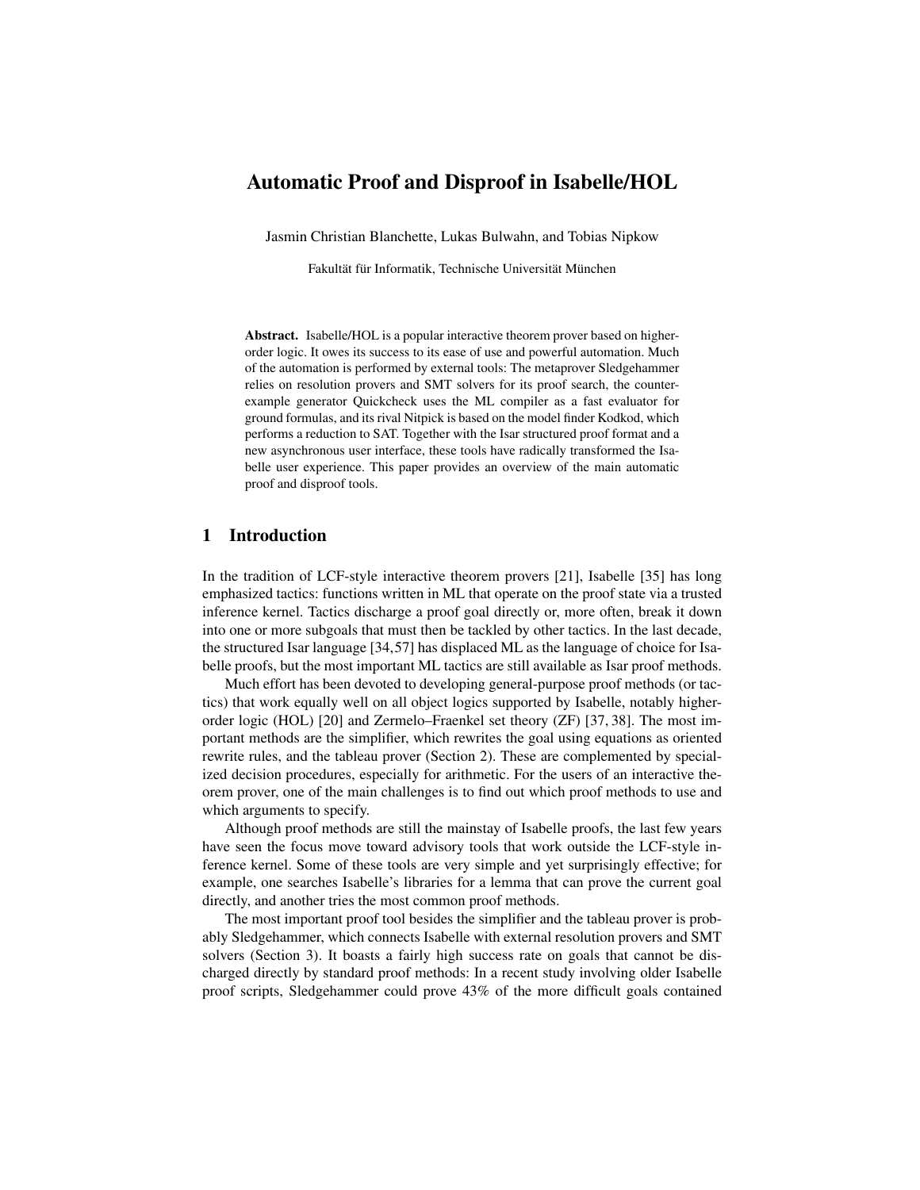# Automatic Proof and Disproof in Isabelle/HOL

Jasmin Christian Blanchette, Lukas Bulwahn, and Tobias Nipkow

Fakultät für Informatik, Technische Universität München

**Abstract.** Isabelle/HOL is a popular interactive theorem prover based on higher-order logic. It owes its success to its ease of use and powerful automation. Much of the automation is performed by external tools: The metaprover Sledgehammer relies on resolution provers and SMT solvers for its proof search, the counterexample generator Quickcheck uses the ML compiler as a fast evaluator for ground formulas, and its rival Nitpick is based on the model finder Kodkod, which performs a reduction to SAT. Together with the Isar structured proof format and a new asynchronous user interface, these tools have radically transformed the Isabelle user experience. This paper provides an overview of the main automatic proof and disproof tools.

## 1 Introduction

In the tradition of LCF-style interactive theorem provers [21], Isabelle [35] has long emphasized tactics: functions written in ML that operate on the proof state via a trusted inference kernel. Tactics discharge a proof goal directly or, more often, break it down into one or more subgoals that must then be tackled by other tactics. In the last decade, the structured Isar language [34, 57] has displaced ML as the language of choice for Isabelle proofs, but the most important ML tactics are still available as Isar proof methods.

Much effort has been devoted to developing general-purpose proof methods (or tactics) that work equally well on all object logics supported by Isabelle, notably higher-order logic (HOL) [20] and Zermelo–Fraenkel set theory (ZF) [37, 38]. The most important methods are the simplifier, which rewrites the goal using equations as oriented rewrite rules, and the tableau prover (Section 2). These are complemented by specialized decision procedures, especially for arithmetic. For the users of an interactive theorem prover, one of the main challenges is to find out which proof methods to use and which arguments to specify.

Although proof methods are still the mainstay of Isabelle proofs, the last few years have seen the focus move toward advisory tools that work outside the LCF-style inference kernel. Some of these tools are very simple and yet surprisingly effective; for example, one searches Isabelle's libraries for a lemma that can prove the current goal directly, and another tries the most common proof methods.

The most important proof tool besides the simplifier and the tableau prover is probably Sledgehammer, which connects Isabelle with external resolution provers and SMT solvers (Section 3). It boasts a fairly high success rate on goals that cannot be discharged directly by standard proof methods: In a recent study involving older Isabelle proof scripts, Sledgehammer could prove 43% of the more difficult goals contained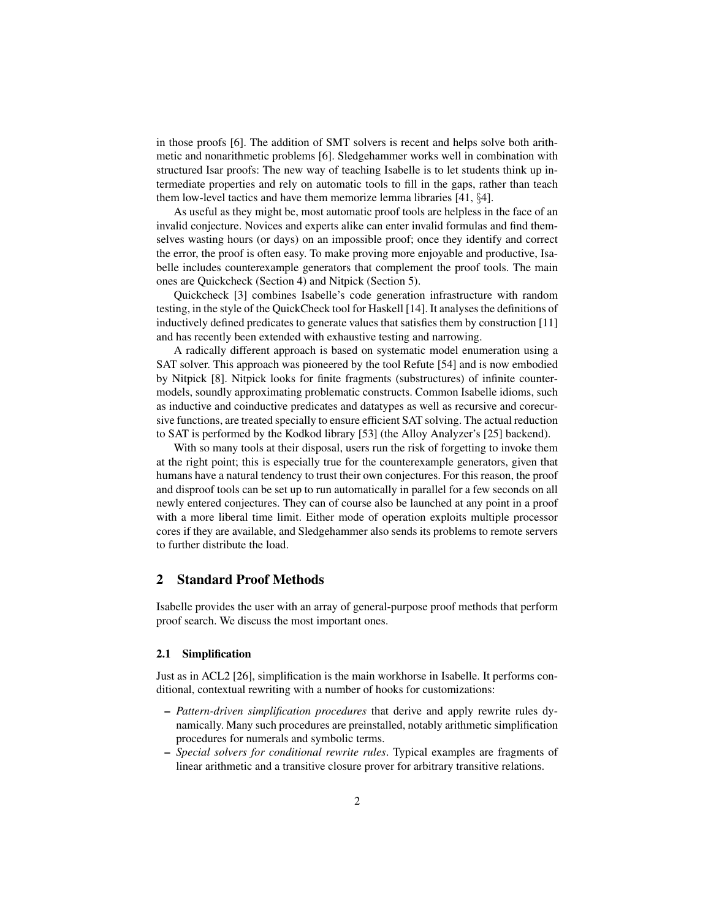in those proofs [6]. The addition of SMT solvers is recent and helps solve both arithmetic and nonarithmetic problems [6]. Sledgehammer works well in combination with structured Isar proofs: The new way of teaching Isabelle is to let students think up intermediate properties and rely on automatic tools to fill in the gaps, rather than teach them low-level tactics and have them memorize lemma libraries [41, §4].

As useful as they might be, most automatic proof tools are helpless in the face of an invalid conjecture. Novices and experts alike can enter invalid formulas and find themselves wasting hours (or days) on an impossible proof; once they identify and correct the error, the proof is often easy. To make proving more enjoyable and productive, Isabelle includes counterexample generators that complement the proof tools. The main ones are Quickcheck (Section 4) and Nitpick (Section 5).

Quickcheck [3] combines Isabelle's code generation infrastructure with random testing, in the style of the QuickCheck tool for Haskell [14]. It analyses the definitions of inductively defined predicates to generate values that satisfies them by construction [11] and has recently been extended with exhaustive testing and narrowing.

A radically different approach is based on systematic model enumeration using a SAT solver. This approach was pioneered by the tool Refute [54] and is now embodied by Nitpick [8]. Nitpick looks for finite fragments (substructures) of infinite countermodels, soundly approximating problematic constructs. Common Isabelle idioms, such as inductive and coinductive predicates and datatypes as well as recursive and corecursive functions, are treated specially to ensure efficient SAT solving. The actual reduction to SAT is performed by the Kodkod library [53] (the Alloy Analyzer's [25] backend).

With so many tools at their disposal, users run the risk of forgetting to invoke them at the right point; this is especially true for the counterexample generators, given that humans have a natural tendency to trust their own conjectures. For this reason, the proof and disproof tools can be set up to run automatically in parallel for a few seconds on all newly entered conjectures. They can of course also be launched at any point in a proof with a more liberal time limit. Either mode of operation exploits multiple processor cores if they are available, and Sledgehammer also sends its problems to remote servers to further distribute the load.

## 2 Standard Proof Methods

Isabelle provides the user with an array of general-purpose proof methods that perform proof search. We discuss the most important ones.

### 2.1 Simplification

Just as in ACL2 [26], simplification is the main workhorse in Isabelle. It performs conditional, contextual rewriting with a number of hooks for customizations:

- *Pattern-driven simplification procedures* that derive and apply rewrite rules dynamically. Many such procedures are preinstalled, notably arithmetic simplification procedures for numerals and symbolic terms.
- *Special solvers for conditional rewrite rules*. Typical examples are fragments of linear arithmetic and a transitive closure prover for arbitrary transitive relations.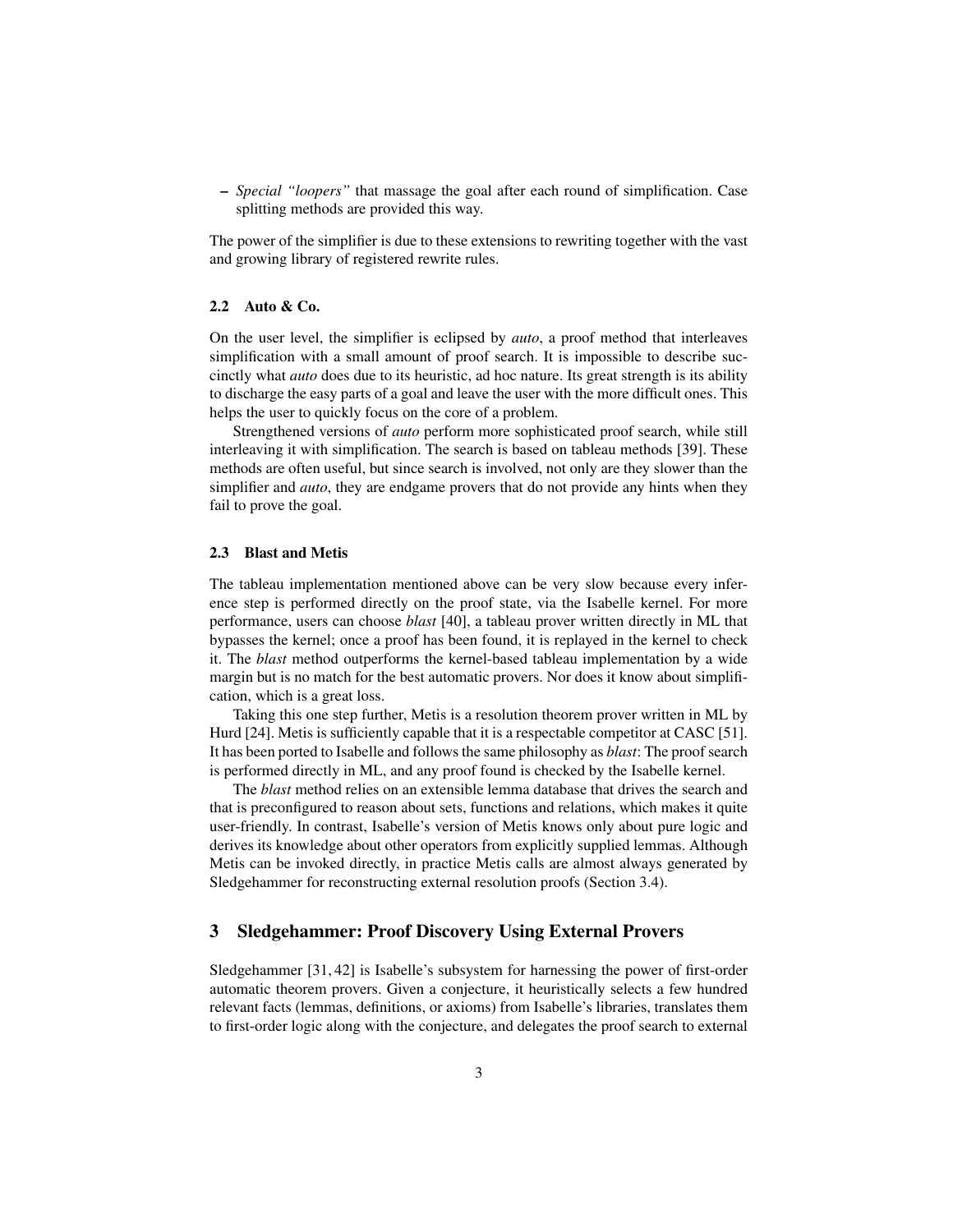- *Special "loopers"* that massage the goal after each round of simplification. Case splitting methods are provided this way.

The power of the simplifier is due to these extensions to rewriting together with the vast and growing library of registered rewrite rules.

### 2.2 Auto & Co.

On the user level, the simplifier is eclipsed by *auto*, a proof method that interleaves simplification with a small amount of proof search. It is impossible to describe succinctly what *auto* does due to its heuristic, ad hoc nature. Its great strength is its ability to discharge the easy parts of a goal and leave the user with the more difficult ones. This helps the user to quickly focus on the core of a problem.

Strengthened versions of *auto* perform more sophisticated proof search, while still interleaving it with simplification. The search is based on tableau methods [39]. These methods are often useful, but since search is involved, not only are they slower than the simplifier and *auto*, they are endgame provers that do not provide any hints when they fail to prove the goal.

### 2.3 Blast and Metis

The tableau implementation mentioned above can be very slow because every inference step is performed directly on the proof state, via the Isabelle kernel. For more performance, users can choose *blast* [40], a tableau prover written directly in ML that bypasses the kernel; once a proof has been found, it is replayed in the kernel to check it. The *blast* method outperforms the kernel-based tableau implementation by a wide margin but is no match for the best automatic provers. Nor does it know about simplification, which is a great loss.

Taking this one step further, Metis is a resolution theorem prover written in ML by Hurd [24]. Metis is sufficiently capable that it is a respectable competitor at CASC [51]. It has been ported to Isabelle and follows the same philosophy as *blast*: The proof search is performed directly in ML, and any proof found is checked by the Isabelle kernel.

The *blast* method relies on an extensible lemma database that drives the search and that is preconfigured to reason about sets, functions and relations, which makes it quite user-friendly. In contrast, Isabelle's version of Metis knows only about pure logic and derives its knowledge about other operators from explicitly supplied lemmas. Although Metis can be invoked directly, in practice Metis calls are almost always generated by Sledgehammer for reconstructing external resolution proofs (Section 3.4).

## 3 Sledgehammer: Proof Discovery Using External Provers

Sledgehammer [31, 42] is Isabelle's subsystem for harnessing the power of first-order automatic theorem provers. Given a conjecture, it heuristically selects a few hundred relevant facts (lemmas, definitions, or axioms) from Isabelle's libraries, translates them to first-order logic along with the conjecture, and delegates the proof search to external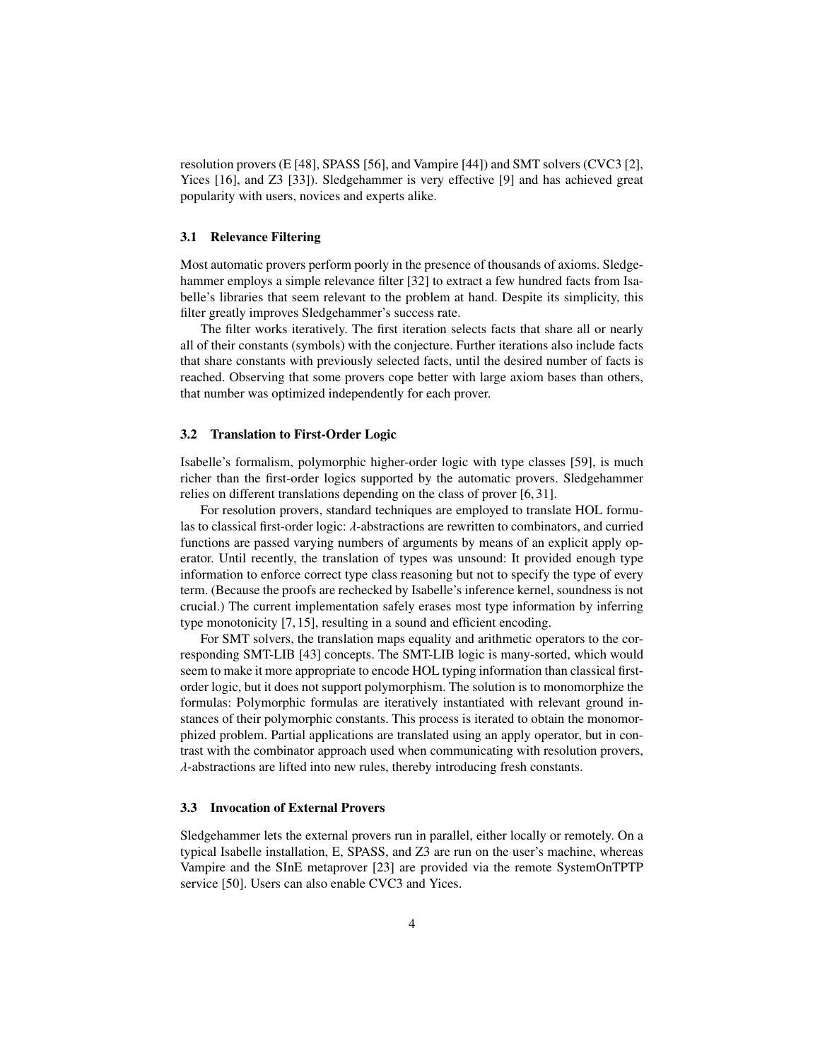resolution provers (E [48], SPASS [56], and Vampire [44]) and SMT solvers (CVC3 [2], Yices [16], and Z3 [33]). Sledgehammer is very effective [9] and has achieved great popularity with users, novices and experts alike.

### 3.1 Relevance Filtering

Most automatic provers perform poorly in the presence of thousands of axioms. Sledgehammer employs a simple relevance filter [32] to extract a few hundred facts from Isabelle's libraries that seem relevant to the problem at hand. Despite its simplicity, this filter greatly improves Sledgehammer's success rate.

The filter works iteratively. The first iteration selects facts that share all or nearly all of their constants (symbols) with the conjecture. Further iterations also include facts that share constants with previously selected facts, until the desired number of facts is reached. Observing that some provers cope better with large axiom bases than others, that number was optimized independently for each prover.

### 3.2 Translation to First-Order Logic

Isabelle's formalism, polymorphic higher-order logic with type classes [59], is much richer than the first-order logics supported by the automatic provers. Sledgehammer relies on different translations depending on the class of prover [6, 31].

For resolution provers, standard techniques are employed to translate HOL formulas to classical first-order logic: $\lambda$-abstractions are rewritten to combinators, and curried functions are passed varying numbers of arguments by means of an explicit apply operator. Until recently, the translation of types was unsound: It provided enough type information to enforce correct type class reasoning but not to specify the type of every term. (Because the proofs are rechecked by Isabelle's inference kernel, soundness is not crucial.) The current implementation safely erases most type information by inferring type monotonicity [7, 15], resulting in a sound and efficient encoding.

For SMT solvers, the translation maps equality and arithmetic operators to the corresponding SMT-LIB [43] concepts. The SMT-LIB logic is many-sorted, which would seem to make it more appropriate to encode HOL typing information than classical first-order logic, but it does not support polymorphism. The solution is to monomorphize the formulas: Polymorphic formulas are iteratively instantiated with relevant ground instances of their polymorphic constants. This process is iterated to obtain the monomorphized problem. Partial applications are translated using an apply operator, but in contrast with the combinator approach used when communicating with resolution provers, $\lambda$-abstractions are lifted into new rules, thereby introducing fresh constants.

### 3.3 Invocation of External Provers

Sledgehammer lets the external provers run in parallel, either locally or remotely. On a typical Isabelle installation, E, SPASS, and Z3 are run on the user's machine, whereas Vampire and the SInE metaprover [23] are provided via the remote SystemOnTPTP service [50]. Users can also enable CVC3 and Yices.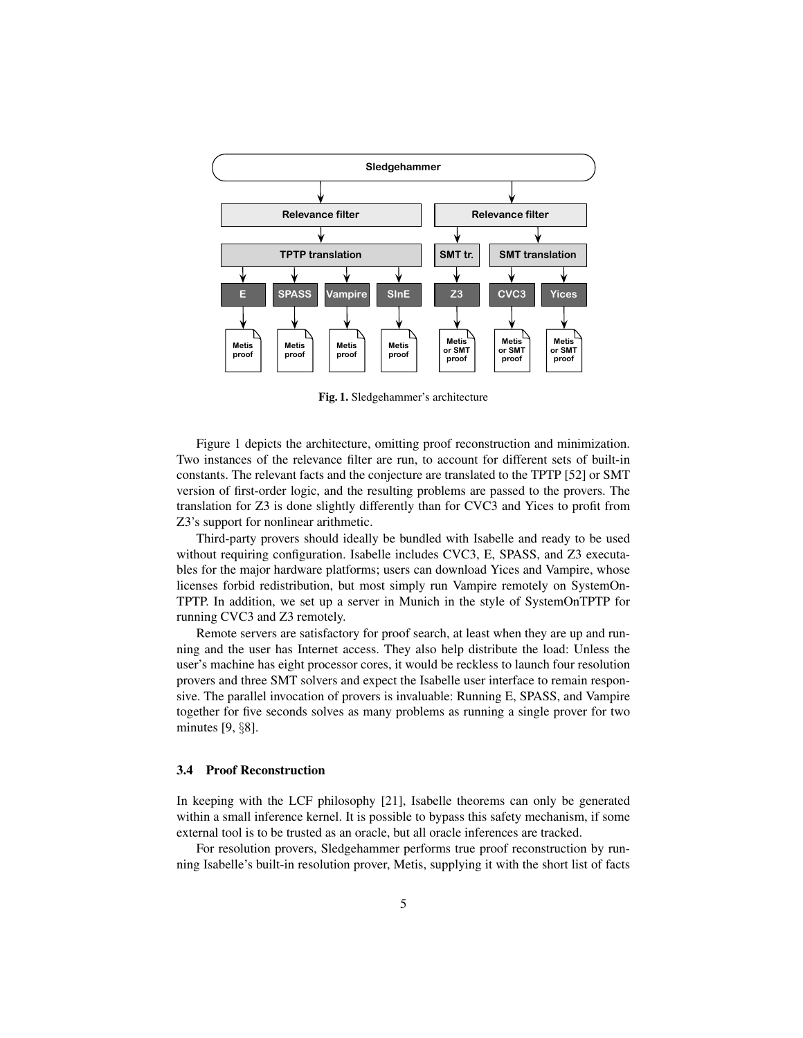**Fig. 1.** Sledgehammer's architecture

Figure 1 depicts the architecture, omitting proof reconstruction and minimization. Two instances of the relevance filter are run, to account for different sets of built-in constants. The relevant facts and the conjecture are translated to the TPTP [52] or SMT version of first-order logic, and the resulting problems are passed to the provers. The translation for Z3 is done slightly differently than for CVC3 and Yices to profit from Z3's support for nonlinear arithmetic.

Third-party provers should ideally be bundled with Isabelle and ready to be used without requiring configuration. Isabelle includes CVC3, E, SPASS, and Z3 executables for the major hardware platforms; users can download Yices and Vampire, whose licenses forbid redistribution, but most simply run Vampire remotely on SystemOnTPTP. In addition, we set up a server in Munich in the style of SystemOnTPTP for running CVC3 and Z3 remotely.

Remote servers are satisfactory for proof search, at least when they are up and running and the user has Internet access. They also help distribute the load: Unless the user's machine has eight processor cores, it would be reckless to launch four resolution provers and three SMT solvers and expect the Isabelle user interface to remain responsive. The parallel invocation of provers is invaluable: Running E, SPASS, and Vampire together for five seconds solves as many problems as running a single prover for two minutes [9, §8].

### 3.4 Proof Reconstruction

In keeping with the LCF philosophy [21], Isabelle theorems can only be generated within a small inference kernel. It is possible to bypass this safety mechanism, if some external tool is to be trusted as an oracle, but all oracle inferences are tracked.

For resolution provers, Sledgehammer performs true proof reconstruction by running Isabelle's built-in resolution prover, Metis, supplying it with the short list of facts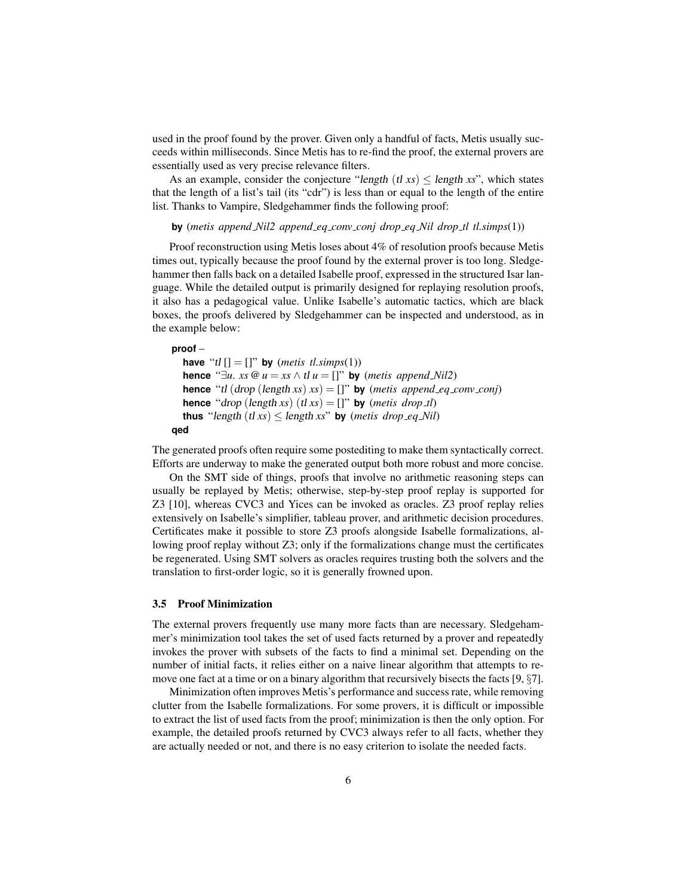used in the proof found by the prover. Given only a handful of facts, Metis usually succeeds within milliseconds. Since Metis has to re-find the proof, the external provers are essentially used as very precise relevance filters.

As an example, consider the conjecture "length (*tl xs*) $\leq$ length *xs*", which states that the length of a list's tail (its "cdr") is less than or equal to the length of the entire list. Thanks to Vampire, Sledgehammer finds the following proof:

**by** (*metis append_Nil2 append_eq_conv_conj drop_eq_Nil drop_tl tl.simps*(1))

Proof reconstruction using Metis loses about 4% of resolution proofs because Metis times out, typically because the proof found by the external prover is too long. Sledgehammer then falls back on a detailed Isabelle proof, expressed in the structured Isar language. While the detailed output is primarily designed for replaying resolution proofs, it also has a pedagogical value. Unlike Isabelle's automatic tactics, which are black boxes, the proofs delivered by Sledgehammer can be inspected and understood, as in the example below:

**proof** –
  **have** "*tl* [] = []" **by** (*metis tl.simps*(1))
  **hence** "$\exists u.$ *xs* @ *u* = *xs* $\wedge$ *tl u* = []" **by** (*metis append_Nil2*)
  **hence** "*tl* (drop (length *xs*) *xs*) = []" **by** (*metis append_eq_conv_conj*)
  **hence** "drop (length *xs*) (*tl xs*) = []" **by** (*metis drop_tl*)
  **thus** "length (*tl xs*) $\leq$ length *xs*" **by** (*metis drop_eq_Nil*)
**qed**

The generated proofs often require some postediting to make them syntactically correct. Efforts are underway to make the generated output both more robust and more concise.

On the SMT side of things, proofs that involve no arithmetic reasoning steps can usually be replayed by Metis; otherwise, step-by-step proof replay is supported for Z3 [10], whereas CVC3 and Yices can be invoked as oracles. Z3 proof replay relies extensively on Isabelle's simplifier, tableau prover, and arithmetic decision procedures. Certificates make it possible to store Z3 proofs alongside Isabelle formalizations, allowing proof replay without Z3; only if the formalizations change must the certificates be regenerated. Using SMT solvers as oracles requires trusting both the solvers and the translation to first-order logic, so it is generally frowned upon.

### 3.5 Proof Minimization

The external provers frequently use many more facts than are necessary. Sledgehammer's minimization tool takes the set of used facts returned by a prover and repeatedly invokes the prover with subsets of the facts to find a minimal set. Depending on the number of initial facts, it relies either on a naive linear algorithm that attempts to remove one fact at a time or on a binary algorithm that recursively bisects the facts [9, §7].

Minimization often improves Metis's performance and success rate, while removing clutter from the Isabelle formalizations. For some provers, it is difficult or impossible to extract the list of used facts from the proof; minimization is then the only option. For example, the detailed proofs returned by CVC3 always refer to all facts, whether they are actually needed or not, and there is no easy criterion to isolate the needed facts.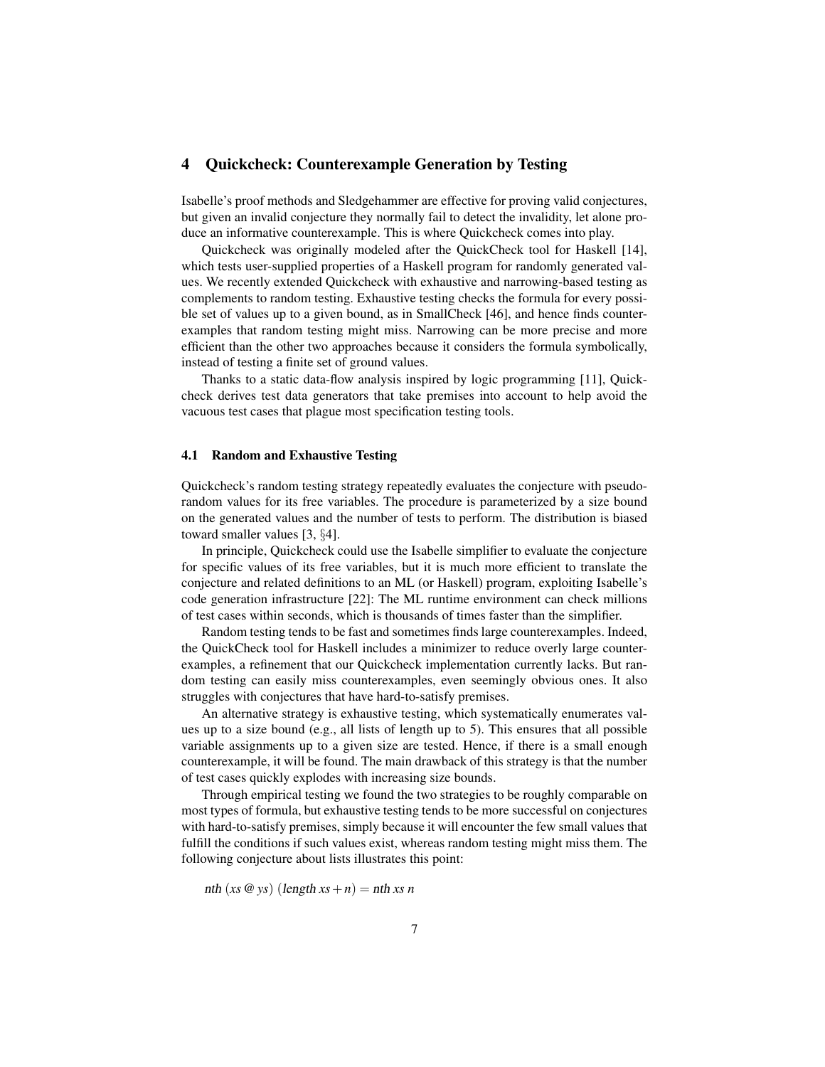## 4 Quickcheck: Counterexample Generation by Testing

Isabelle's proof methods and Sledgehammer are effective for proving valid conjectures, but given an invalid conjecture they normally fail to detect the invalidity, let alone produce an informative counterexample. This is where Quickcheck comes into play.

Quickcheck was originally modeled after the QuickCheck tool for Haskell [14], which tests user-supplied properties of a Haskell program for randomly generated values. We recently extended Quickcheck with exhaustive and narrowing-based testing as complements to random testing. Exhaustive testing checks the formula for every possible set of values up to a given bound, as in SmallCheck [46], and hence finds counterexamples that random testing might miss. Narrowing can be more precise and more efficient than the other two approaches because it considers the formula symbolically, instead of testing a finite set of ground values.

Thanks to a static data-flow analysis inspired by logic programming [11], Quickcheck derives test data generators that take premises into account to help avoid the vacuous test cases that plague most specification testing tools.

### 4.1 Random and Exhaustive Testing

Quickcheck's random testing strategy repeatedly evaluates the conjecture with pseudo-random values for its free variables. The procedure is parameterized by a size bound on the generated values and the number of tests to perform. The distribution is biased toward smaller values [3, §4].

In principle, Quickcheck could use the Isabelle simplifier to evaluate the conjecture for specific values of its free variables, but it is much more efficient to translate the conjecture and related definitions to an ML (or Haskell) program, exploiting Isabelle's code generation infrastructure [22]: The ML runtime environment can check millions of test cases within seconds, which is thousands of times faster than the simplifier.

Random testing tends to be fast and sometimes finds large counterexamples. Indeed, the QuickCheck tool for Haskell includes a minimizer to reduce overly large counterexamples, a refinement that our Quickcheck implementation currently lacks. But random testing can easily miss counterexamples, even seemingly obvious ones. It also struggles with conjectures that have hard-to-satisfy premises.

An alternative strategy is exhaustive testing, which systematically enumerates values up to a size bound (e.g., all lists of length up to 5). This ensures that all possible variable assignments up to a given size are tested. Hence, if there is a small enough counterexample, it will be found. The main drawback of this strategy is that the number of test cases quickly explodes with increasing size bounds.

Through empirical testing we found the two strategies to be roughly comparable on most types of formula, but exhaustive testing tends to be more successful on conjectures with hard-to-satisfy premises, simply because it will encounter the few small values that fulfill the conditions if such values exist, whereas random testing might miss them. The following conjecture about lists illustrates this point:

$$\mathsf{nth}\ (xs\ @\ ys)\ (\mathsf{length}\ xs + n) = \mathsf{nth}\ xs\ n$$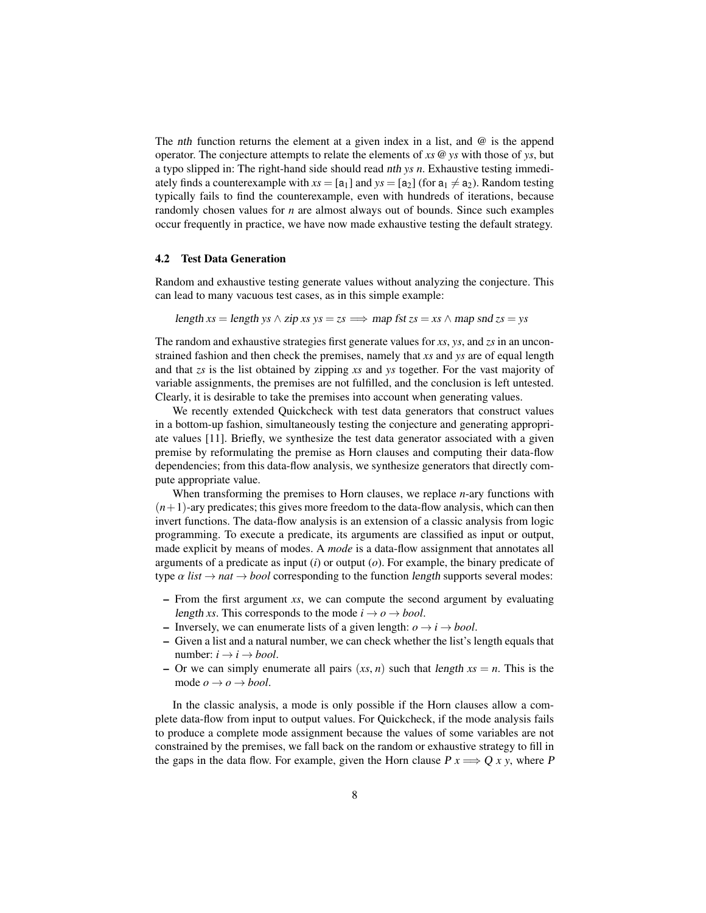The $\mathit{nth}$ function returns the element at a given index in a list, and @ is the append operator. The conjecture attempts to relate the elements of $xs$ @ $ys$ with those of $ys$, but a typo slipped in: The right-hand side should read $\mathit{nth}\ ys\ n$. Exhaustive testing immediately finds a counterexample with $xs = [\mathsf{a}_1]$ and $ys = [\mathsf{a}_2]$ (for $\mathsf{a}_1 \neq \mathsf{a}_2$). Random testing typically fails to find the counterexample, even with hundreds of iterations, because randomly chosen values for $n$ are almost always out of bounds. Since such examples occur frequently in practice, we have now made exhaustive testing the default strategy.

### 4.2 Test Data Generation

Random and exhaustive testing generate values without analyzing the conjecture. This can lead to many vacuous test cases, as in this simple example:

$$\mathit{length}\ xs = \mathit{length}\ ys \wedge \mathit{zip}\ xs\ ys = zs \Longrightarrow \mathit{map}\ \mathit{fst}\ zs = xs \wedge \mathit{map}\ \mathit{snd}\ zs = ys$$

The random and exhaustive strategies first generate values for $xs$, $ys$, and $zs$ in an unconstrained fashion and then check the premises, namely that $xs$ and $ys$ are of equal length and that $zs$ is the list obtained by zipping $xs$ and $ys$ together. For the vast majority of variable assignments, the premises are not fulfilled, and the conclusion is left untested. Clearly, it is desirable to take the premises into account when generating values.

We recently extended Quickcheck with test data generators that construct values in a bottom-up fashion, simultaneously testing the conjecture and generating appropriate values [11]. Briefly, we synthesize the test data generator associated with a given premise by reformulating the premise as Horn clauses and computing their data-flow dependencies; from this data-flow analysis, we synthesize generators that directly compute appropriate value.

When transforming the premises to Horn clauses, we replace $n$-ary functions with $(n+1)$-ary predicates; this gives more freedom to the data-flow analysis, which can then invert functions. The data-flow analysis is an extension of a classic analysis from logic programming. To execute a predicate, its arguments are classified as input or output, made explicit by means of modes. A *mode* is a data-flow assignment that annotates all arguments of a predicate as input ($i$) or output ($o$). For example, the binary predicate of type $\alpha\ \mathit{list} \rightarrow \mathit{nat} \rightarrow \mathit{bool}$ corresponding to the function $\mathit{length}$ supports several modes:

- From the first argument $xs$, we can compute the second argument by evaluating $\mathit{length}\ xs$. This corresponds to the mode $i \rightarrow o \rightarrow \mathit{bool}$.
- Inversely, we can enumerate lists of a given length: $o \rightarrow i \rightarrow \mathit{bool}$.
- Given a list and a natural number, we can check whether the list's length equals that number: $i \rightarrow i \rightarrow \mathit{bool}$.
- Or we can simply enumerate all pairs $(xs, n)$ such that $\mathit{length}\ xs = n$. This is the mode $o \rightarrow o \rightarrow \mathit{bool}$.

In the classic analysis, a mode is only possible if the Horn clauses allow a complete data-flow from input to output values. For Quickcheck, if the mode analysis fails to produce a complete mode assignment because the values of some variables are not constrained by the premises, we fall back on the random or exhaustive strategy to fill in the gaps in the data flow. For example, given the Horn clause $P\ x \Longrightarrow Q\ x\ y$, where $P$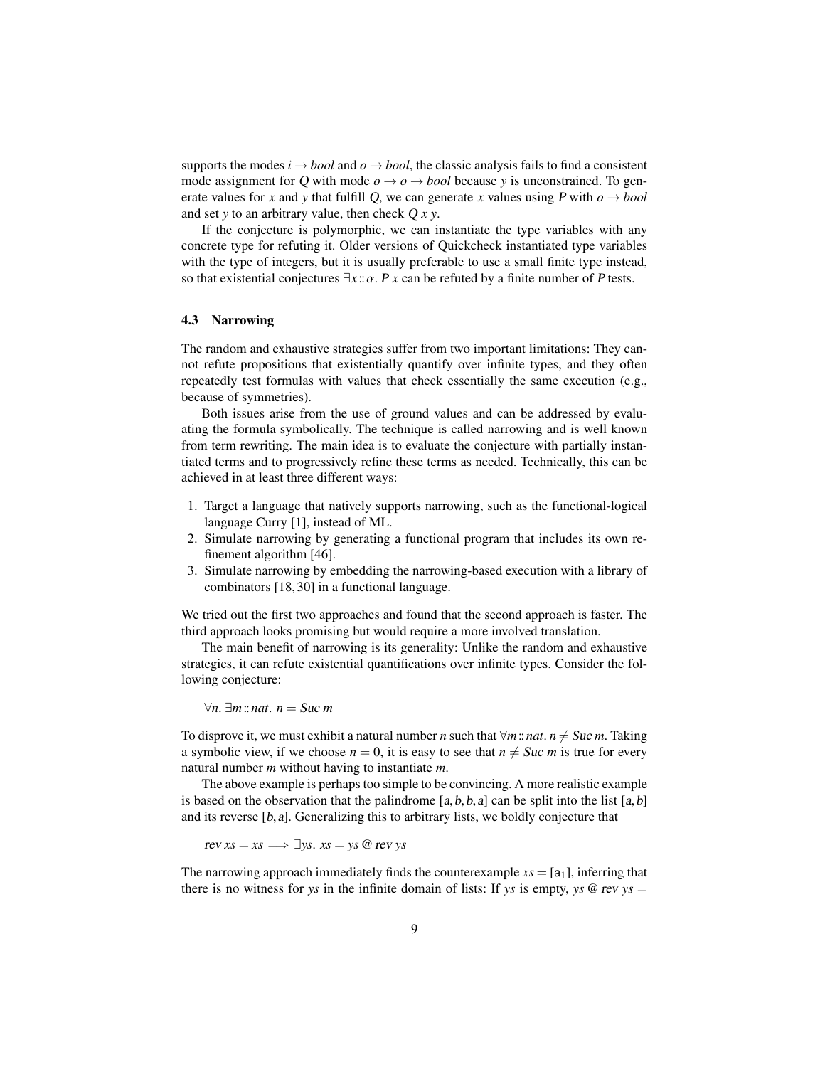supports the modes $i \to bool$ and $o \to bool$, the classic analysis fails to find a consistent mode assignment for $Q$ with mode $o \to o \to bool$ because $y$ is unconstrained. To generate values for $x$ and $y$ that fulfill $Q$, we can generate $x$ values using $P$ with $o \to bool$ and set $y$ to an arbitrary value, then check $Q\ x\ y$.

If the conjecture is polymorphic, we can instantiate the type variables with any concrete type for refuting it. Older versions of Quickcheck instantiated type variables with the type of integers, but it is usually preferable to use a small finite type instead, so that existential conjectures $\exists x :: \alpha.\ P\ x$ can be refuted by a finite number of $P$ tests.

### 4.3 Narrowing

The random and exhaustive strategies suffer from two important limitations: They cannot refute propositions that existentially quantify over infinite types, and they often repeatedly test formulas with values that check essentially the same execution (e.g., because of symmetries).

Both issues arise from the use of ground values and can be addressed by evaluating the formula symbolically. The technique is called narrowing and is well known from term rewriting. The main idea is to evaluate the conjecture with partially instantiated terms and to progressively refine these terms as needed. Technically, this can be achieved in at least three different ways:

1. Target a language that natively supports narrowing, such as the functional-logical language Curry [1], instead of ML.
2. Simulate narrowing by generating a functional program that includes its own refinement algorithm [46].
3. Simulate narrowing by embedding the narrowing-based execution with a library of combinators [18, 30] in a functional language.

We tried out the first two approaches and found that the second approach is faster. The third approach looks promising but would require a more involved translation.

The main benefit of narrowing is its generality: Unlike the random and exhaustive strategies, it can refute existential quantifications over infinite types. Consider the following conjecture:

$$\forall n.\ \exists m :: nat.\ n = Suc\ m$$

To disprove it, we must exhibit a natural number $n$ such that $\forall m :: nat.\ n \neq Suc\ m$. Taking a symbolic view, if we choose $n = 0$, it is easy to see that $n \neq Suc\ m$ is true for every natural number $m$ without having to instantiate $m$.

The above example is perhaps too simple to be convincing. A more realistic example is based on the observation that the palindrome $[a, b, b, a]$ can be split into the list $[a, b]$ and its reverse $[b, a]$. Generalizing this to arbitrary lists, we boldly conjecture that

$$rev\ xs = xs \Longrightarrow \exists ys.\ xs = ys\ @\ rev\ ys$$

The narrowing approach immediately finds the counterexample $xs = [\mathsf{a}_1]$, inferring that there is no witness for $ys$ in the infinite domain of lists: If $ys$ is empty, $ys\ @\ rev\ ys =$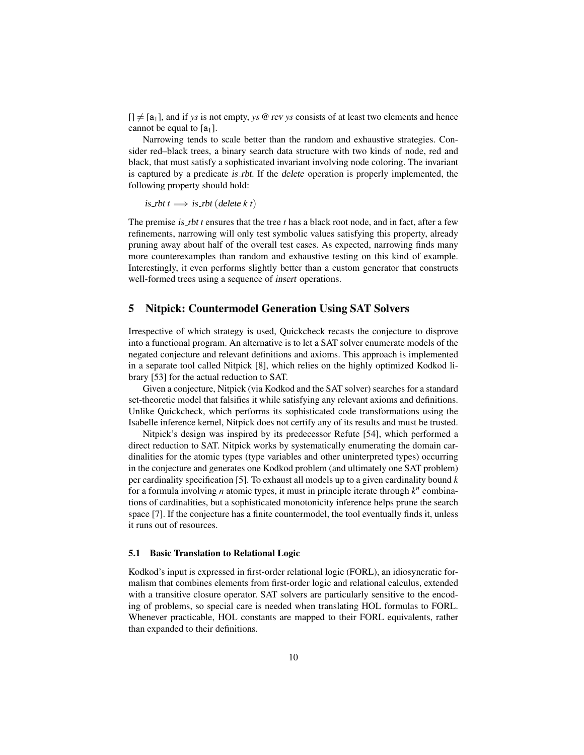$[] \neq [a_1]$, and if *ys* is not empty, *ys* @ rev *ys* consists of at least two elements and hence cannot be equal to $[a_1]$.

Narrowing tends to scale better than the random and exhaustive strategies. Consider red–black trees, a binary search data structure with two kinds of node, red and black, that must satisfy a sophisticated invariant involving node coloring. The invariant is captured by a predicate is_rbt. If the delete operation is properly implemented, the following property should hold:

is_rbt *t* $\Longrightarrow$ is_rbt (delete *k t*)

The premise is_rbt *t* ensures that the tree *t* has a black root node, and in fact, after a few refinements, narrowing will only test symbolic values satisfying this property, already pruning away about half of the overall test cases. As expected, narrowing finds many more counterexamples than random and exhaustive testing on this kind of example. Interestingly, it even performs slightly better than a custom generator that constructs well-formed trees using a sequence of insert operations.

## 5 Nitpick: Countermodel Generation Using SAT Solvers

Irrespective of which strategy is used, Quickcheck recasts the conjecture to disprove into a functional program. An alternative is to let a SAT solver enumerate models of the negated conjecture and relevant definitions and axioms. This approach is implemented in a separate tool called Nitpick [8], which relies on the highly optimized Kodkod library [53] for the actual reduction to SAT.

Given a conjecture, Nitpick (via Kodkod and the SAT solver) searches for a standard set-theoretic model that falsifies it while satisfying any relevant axioms and definitions. Unlike Quickcheck, which performs its sophisticated code transformations using the Isabelle inference kernel, Nitpick does not certify any of its results and must be trusted.

Nitpick's design was inspired by its predecessor Refute [54], which performed a direct reduction to SAT. Nitpick works by systematically enumerating the domain cardinalities for the atomic types (type variables and other uninterpreted types) occurring in the conjecture and generates one Kodkod problem (and ultimately one SAT problem) per cardinality specification [5]. To exhaust all models up to a given cardinality bound $k$ for a formula involving $n$ atomic types, it must in principle iterate through $k^n$ combinations of cardinalities, but a sophisticated monotonicity inference helps prune the search space [7]. If the conjecture has a finite countermodel, the tool eventually finds it, unless it runs out of resources.

### 5.1 Basic Translation to Relational Logic

Kodkod's input is expressed in first-order relational logic (FORL), an idiosyncratic formalism that combines elements from first-order logic and relational calculus, extended with a transitive closure operator. SAT solvers are particularly sensitive to the encoding of problems, so special care is needed when translating HOL formulas to FORL. Whenever practicable, HOL constants are mapped to their FORL equivalents, rather than expanded to their definitions.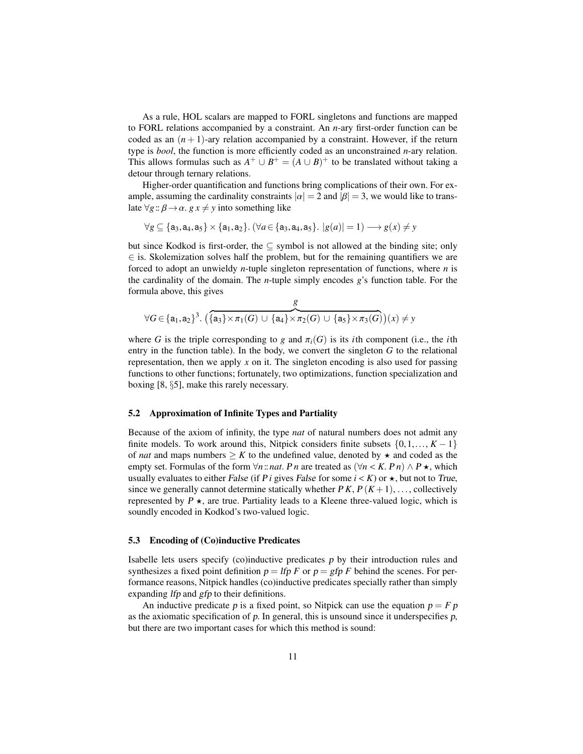As a rule, HOL scalars are mapped to FORL singletons and functions are mapped to FORL relations accompanied by a constraint. An $n$-ary first-order function can be coded as an $(n+1)$-ary relation accompanied by a constraint. However, if the return type is *bool*, the function is more efficiently coded as an unconstrained $n$-ary relation. This allows formulas such as $A^+ \cup B^+ = (A \cup B)^+$ to be translated without taking a detour through ternary relations.

Higher-order quantification and functions bring complications of their own. For example, assuming the cardinality constraints $|\alpha| = 2$ and $|\beta| = 3$, we would like to translate $\forall g :: \beta \to \alpha.\ g\,x \neq y$ into something like

$$\forall g \subseteq \{\mathsf{a}_3, \mathsf{a}_4, \mathsf{a}_5\} \times \{\mathsf{a}_1, \mathsf{a}_2\}.\ (\forall a \in \{\mathsf{a}_3, \mathsf{a}_4, \mathsf{a}_5\}.\ |g(a)| = 1) \longrightarrow g(x) \neq y$$

but since Kodkod is first-order, the $\subseteq$ symbol is not allowed at the binding site; only $\in$ is. Skolemization solves half the problem, but for the remaining quantifiers we are forced to adopt an unwieldy $n$-tuple singleton representation of functions, where $n$ is the cardinality of the domain. The $n$-tuple simply encodes $g$'s function table. For the formula above, this gives

$$\forall G \in \{\mathsf{a}_1, \mathsf{a}_2\}^3.\ \big(\overbrace{\{\mathsf{a}_3\} \times \pi_1(G) \cup \{\mathsf{a}_4\} \times \pi_2(G) \cup \{\mathsf{a}_5\} \times \pi_3(G)}^{g}\big)(x) \neq y$$

where $G$ is the triple corresponding to $g$ and $\pi_i(G)$ is its $i$th component (i.e., the $i$th entry in the function table). In the body, we convert the singleton $G$ to the relational representation, then we apply $x$ on it. The singleton encoding is also used for passing functions to other functions; fortunately, two optimizations, function specialization and boxing [8, §5], make this rarely necessary.

### 5.2 Approximation of Infinite Types and Partiality

Because of the axiom of infinity, the type *nat* of natural numbers does not admit any finite models. To work around this, Nitpick considers finite subsets $\{0, 1, \ldots, K-1\}$ of *nat* and maps numbers $\geq K$ to the undefined value, denoted by $\star$ and coded as the empty set. Formulas of the form $\forall n :: nat.\ P\,n$ are treated as $(\forall n < K.\ P\,n) \wedge P\,\star$, which usually evaluates to either *False* (if $P\,i$ gives *False* for some $i < K$) or $\star$, but not to *True*, since we generally cannot determine statically whether $P\,K$, $P\,(K+1)$, $\ldots$, collectively represented by $P\,\star$, are true. Partiality leads to a Kleene three-valued logic, which is soundly encoded in Kodkod's two-valued logic.

### 5.3 Encoding of (Co)inductive Predicates

Isabelle lets users specify (co)inductive predicates $p$ by their introduction rules and synthesizes a fixed point definition $p = \mathit{lfp}\ F$ or $p = \mathit{gfp}\ F$ behind the scenes. For performance reasons, Nitpick handles (co)inductive predicates specially rather than simply expanding *lfp* and *gfp* to their definitions.

An inductive predicate $p$ is a fixed point, so Nitpick can use the equation $p = F\,p$ as the axiomatic specification of $p$. In general, this is unsound since it underspecifies $p$, but there are two important cases for which this method is sound: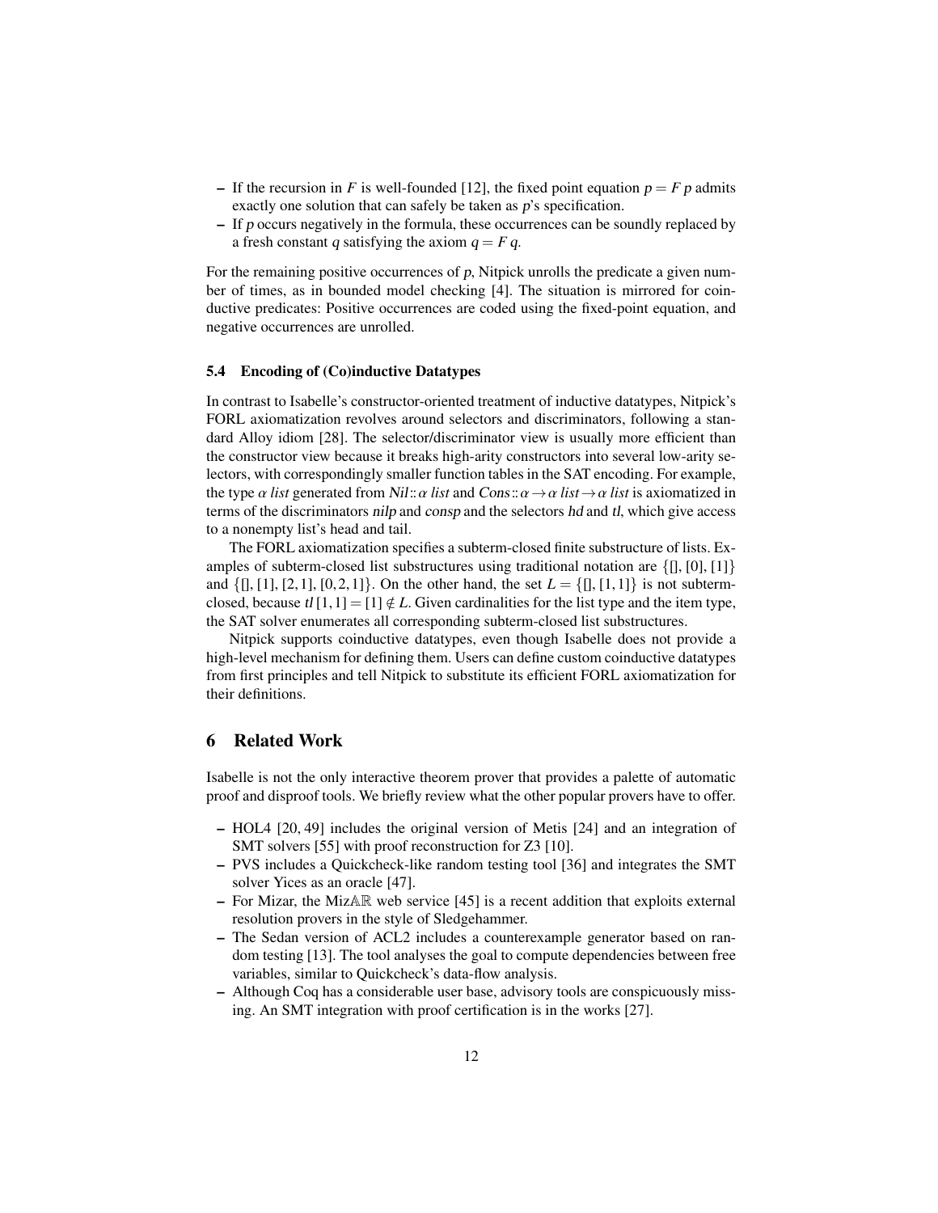- If the recursion in $F$ is well-founded [12], the fixed point equation $p = F\ p$ admits exactly one solution that can safely be taken as $p$'s specification.
- If $p$ occurs negatively in the formula, these occurrences can be soundly replaced by a fresh constant $q$ satisfying the axiom $q = F\ q$.

For the remaining positive occurrences of $p$, Nitpick unrolls the predicate a given number of times, as in bounded model checking [4]. The situation is mirrored for coinductive predicates: Positive occurrences are coded using the fixed-point equation, and negative occurrences are unrolled.

### 5.4 Encoding of (Co)inductive Datatypes

In contrast to Isabelle's constructor-oriented treatment of inductive datatypes, Nitpick's FORL axiomatization revolves around selectors and discriminators, following a standard Alloy idiom [28]. The selector/discriminator view is usually more efficient than the constructor view because it breaks high-arity constructors into several low-arity selectors, with correspondingly smaller function tables in the SAT encoding. For example, the type $\alpha$ *list* generated from $\mathit{Nil} :: \alpha\ \mathit{list}$ and $\mathit{Cons} :: \alpha \to \alpha\ \mathit{list} \to \alpha\ \mathit{list}$ is axiomatized in terms of the discriminators *nilp* and *consp* and the selectors *hd* and *tl*, which give access to a nonempty list's head and tail.

The FORL axiomatization specifies a subterm-closed finite substructure of lists. Examples of subterm-closed list substructures using traditional notation are $\{[], [0], [1]\}$ and $\{[], [1], [2,1], [0,2,1]\}$. On the other hand, the set $L = \{[], [1,1]\}$ is not subterm-closed, because $\mathit{tl}\,[1,1] = [1] \notin L$. Given cardinalities for the list type and the item type, the SAT solver enumerates all corresponding subterm-closed list substructures.

Nitpick supports coinductive datatypes, even though Isabelle does not provide a high-level mechanism for defining them. Users can define custom coinductive datatypes from first principles and tell Nitpick to substitute its efficient FORL axiomatization for their definitions.

## 6 Related Work

Isabelle is not the only interactive theorem prover that provides a palette of automatic proof and disproof tools. We briefly review what the other popular provers have to offer.

- HOL4 [20, 49] includes the original version of Metis [24] and an integration of SMT solvers [55] with proof reconstruction for Z3 [10].
- PVS includes a Quickcheck-like random testing tool [36] and integrates the SMT solver Yices as an oracle [47].
- For Mizar, the Miz$\mathbb{AR}$ web service [45] is a recent addition that exploits external resolution provers in the style of Sledgehammer.
- The Sedan version of ACL2 includes a counterexample generator based on random testing [13]. The tool analyses the goal to compute dependencies between free variables, similar to Quickcheck's data-flow analysis.
- Although Coq has a considerable user base, advisory tools are conspicuously missing. An SMT integration with proof certification is in the works [27].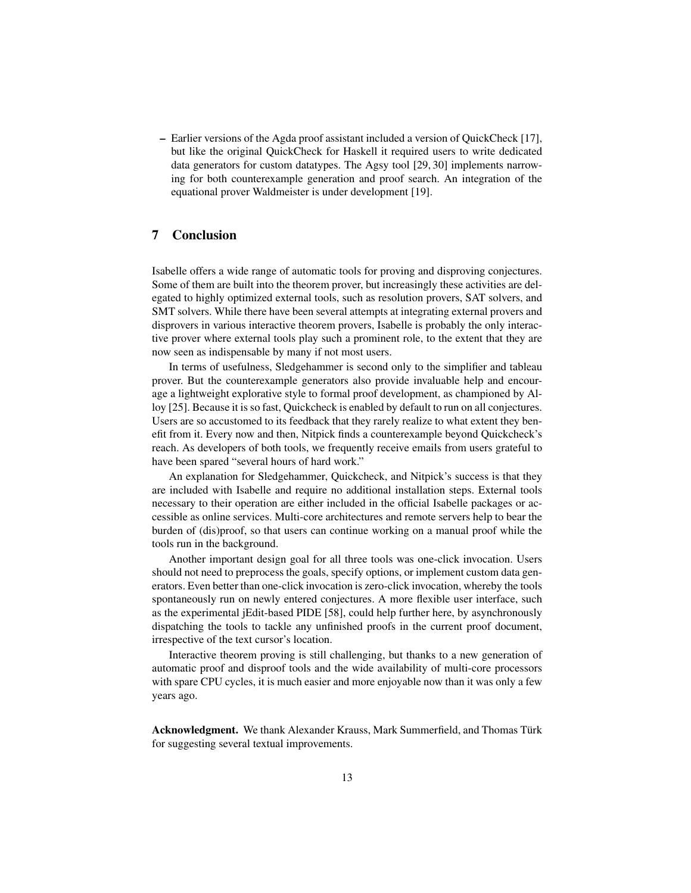- Earlier versions of the Agda proof assistant included a version of QuickCheck [17], but like the original QuickCheck for Haskell it required users to write dedicated data generators for custom datatypes. The Agsy tool [29, 30] implements narrowing for both counterexample generation and proof search. An integration of the equational prover Waldmeister is under development [19].

## 7 Conclusion

Isabelle offers a wide range of automatic tools for proving and disproving conjectures. Some of them are built into the theorem prover, but increasingly these activities are delegated to highly optimized external tools, such as resolution provers, SAT solvers, and SMT solvers. While there have been several attempts at integrating external provers and disprovers in various interactive theorem provers, Isabelle is probably the only interactive prover where external tools play such a prominent role, to the extent that they are now seen as indispensable by many if not most users.

In terms of usefulness, Sledgehammer is second only to the simplifier and tableau prover. But the counterexample generators also provide invaluable help and encourage a lightweight explorative style to formal proof development, as championed by Alloy [25]. Because it is so fast, Quickcheck is enabled by default to run on all conjectures. Users are so accustomed to its feedback that they rarely realize to what extent they benefit from it. Every now and then, Nitpick finds a counterexample beyond Quickcheck's reach. As developers of both tools, we frequently receive emails from users grateful to have been spared "several hours of hard work."

An explanation for Sledgehammer, Quickcheck, and Nitpick's success is that they are included with Isabelle and require no additional installation steps. External tools necessary to their operation are either included in the official Isabelle packages or accessible as online services. Multi-core architectures and remote servers help to bear the burden of (dis)proof, so that users can continue working on a manual proof while the tools run in the background.

Another important design goal for all three tools was one-click invocation. Users should not need to preprocess the goals, specify options, or implement custom data generators. Even better than one-click invocation is zero-click invocation, whereby the tools spontaneously run on newly entered conjectures. A more flexible user interface, such as the experimental jEdit-based PIDE [58], could help further here, by asynchronously dispatching the tools to tackle any unfinished proofs in the current proof document, irrespective of the text cursor's location.

Interactive theorem proving is still challenging, but thanks to a new generation of automatic proof and disproof tools and the wide availability of multi-core processors with spare CPU cycles, it is much easier and more enjoyable now than it was only a few years ago.

**Acknowledgment.** We thank Alexander Krauss, Mark Summerfield, and Thomas Türk for suggesting several textual improvements.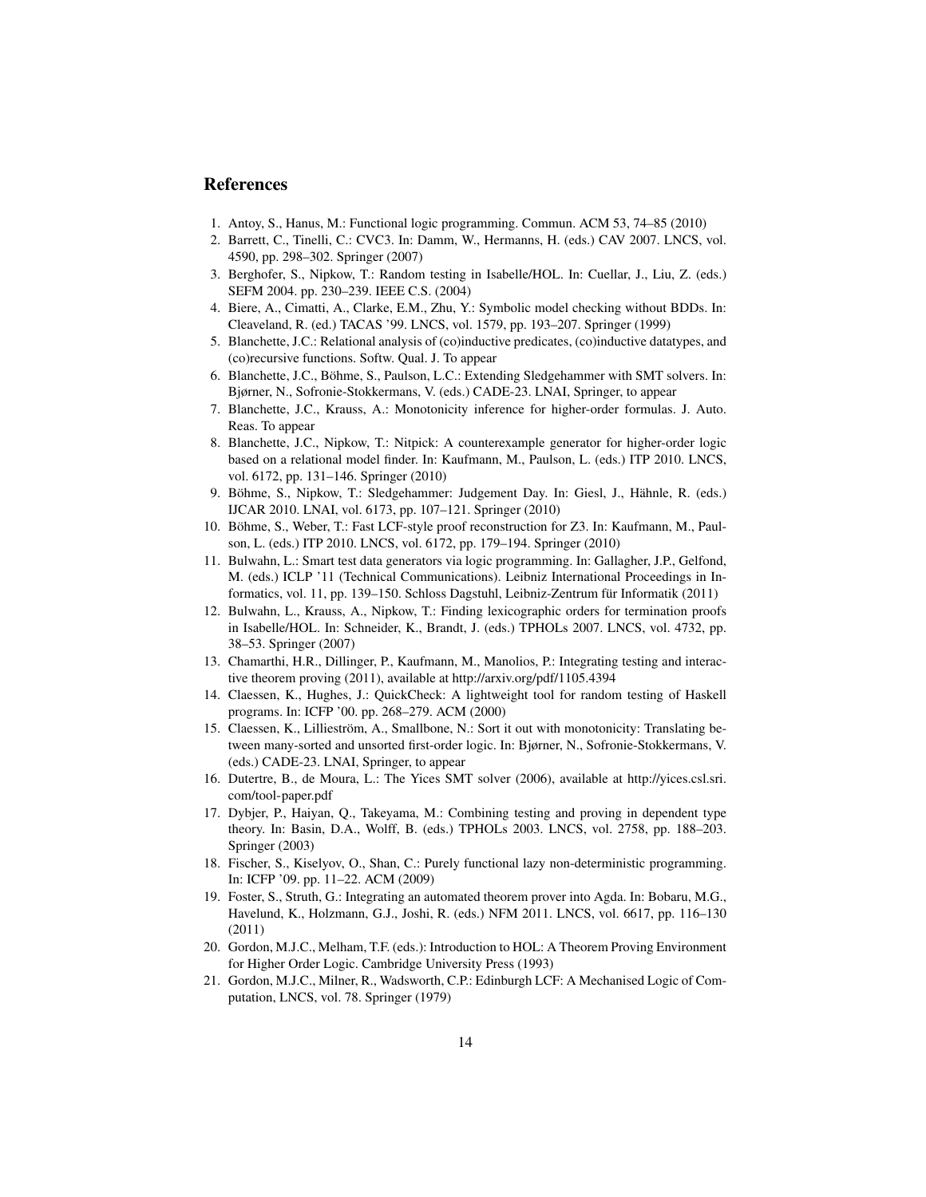## References

1. Antoy, S., Hanus, M.: Functional logic programming. Commun. ACM 53, 74–85 (2010)
2. Barrett, C., Tinelli, C.: CVC3. In: Damm, W., Hermanns, H. (eds.) CAV 2007. LNCS, vol. 4590, pp. 298–302. Springer (2007)
3. Berghofer, S., Nipkow, T.: Random testing in Isabelle/HOL. In: Cuellar, J., Liu, Z. (eds.) SEFM 2004. pp. 230–239. IEEE C.S. (2004)
4. Biere, A., Cimatti, A., Clarke, E.M., Zhu, Y.: Symbolic model checking without BDDs. In: Cleaveland, R. (ed.) TACAS '99. LNCS, vol. 1579, pp. 193–207. Springer (1999)
5. Blanchette, J.C.: Relational analysis of (co)inductive predicates, (co)inductive datatypes, and (co)recursive functions. Softw. Qual. J. To appear
6. Blanchette, J.C., Böhme, S., Paulson, L.C.: Extending Sledgehammer with SMT solvers. In: Bjørner, N., Sofronie-Stokkermans, V. (eds.) CADE-23. LNAI, Springer, to appear
7. Blanchette, J.C., Krauss, A.: Monotonicity inference for higher-order formulas. J. Auto. Reas. To appear
8. Blanchette, J.C., Nipkow, T.: Nitpick: A counterexample generator for higher-order logic based on a relational model finder. In: Kaufmann, M., Paulson, L. (eds.) ITP 2010. LNCS, vol. 6172, pp. 131–146. Springer (2010)
9. Böhme, S., Nipkow, T.: Sledgehammer: Judgement Day. In: Giesl, J., Hähnle, R. (eds.) IJCAR 2010. LNAI, vol. 6173, pp. 107–121. Springer (2010)
10. Böhme, S., Weber, T.: Fast LCF-style proof reconstruction for Z3. In: Kaufmann, M., Paulson, L. (eds.) ITP 2010. LNCS, vol. 6172, pp. 179–194. Springer (2010)
11. Bulwahn, L.: Smart test data generators via logic programming. In: Gallagher, J.P., Gelfond, M. (eds.) ICLP '11 (Technical Communications). Leibniz International Proceedings in Informatics, vol. 11, pp. 139–150. Schloss Dagstuhl, Leibniz-Zentrum für Informatik (2011)
12. Bulwahn, L., Krauss, A., Nipkow, T.: Finding lexicographic orders for termination proofs in Isabelle/HOL. In: Schneider, K., Brandt, J. (eds.) TPHOLs 2007. LNCS, vol. 4732, pp. 38–53. Springer (2007)
13. Chamarthi, H.R., Dillinger, P., Kaufmann, M., Manolios, P.: Integrating testing and interactive theorem proving (2011), available at http://arxiv.org/pdf/1105.4394
14. Claessen, K., Hughes, J.: QuickCheck: A lightweight tool for random testing of Haskell programs. In: ICFP '00. pp. 268–279. ACM (2000)
15. Claessen, K., Lillieström, A., Smallbone, N.: Sort it out with monotonicity: Translating between many-sorted and unsorted first-order logic. In: Bjørner, N., Sofronie-Stokkermans, V. (eds.) CADE-23. LNAI, Springer, to appear
16. Dutertre, B., de Moura, L.: The Yices SMT solver (2006), available at http://yices.csl.sri.com/tool-paper.pdf
17. Dybjer, P., Haiyan, Q., Takeyama, M.: Combining testing and proving in dependent type theory. In: Basin, D.A., Wolff, B. (eds.) TPHOLs 2003. LNCS, vol. 2758, pp. 188–203. Springer (2003)
18. Fischer, S., Kiselyov, O., Shan, C.: Purely functional lazy non-deterministic programming. In: ICFP '09. pp. 11–22. ACM (2009)
19. Foster, S., Struth, G.: Integrating an automated theorem prover into Agda. In: Bobaru, M.G., Havelund, K., Holzmann, G.J., Joshi, R. (eds.) NFM 2011. LNCS, vol. 6617, pp. 116–130 (2011)
20. Gordon, M.J.C., Melham, T.F. (eds.): Introduction to HOL: A Theorem Proving Environment for Higher Order Logic. Cambridge University Press (1993)
21. Gordon, M.J.C., Milner, R., Wadsworth, C.P.: Edinburgh LCF: A Mechanised Logic of Computation, LNCS, vol. 78. Springer (1979)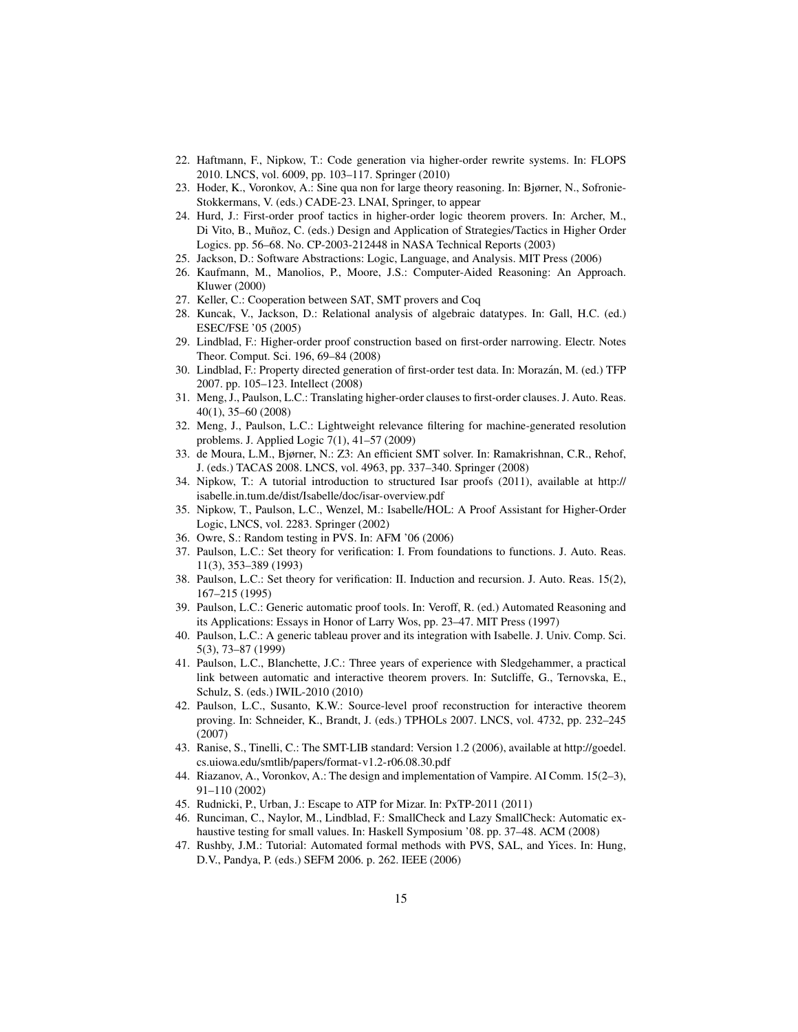22. Haftmann, F., Nipkow, T.: Code generation via higher-order rewrite systems. In: FLOPS 2010. LNCS, vol. 6009, pp. 103–117. Springer (2010)
23. Hoder, K., Voronkov, A.: Sine qua non for large theory reasoning. In: Bjørner, N., Sofronie-Stokkermans, V. (eds.) CADE-23. LNAI, Springer, to appear
24. Hurd, J.: First-order proof tactics in higher-order logic theorem provers. In: Archer, M., Di Vito, B., Muñoz, C. (eds.) Design and Application of Strategies/Tactics in Higher Order Logics. pp. 56–68. No. CP-2003-212448 in NASA Technical Reports (2003)
25. Jackson, D.: Software Abstractions: Logic, Language, and Analysis. MIT Press (2006)
26. Kaufmann, M., Manolios, P., Moore, J.S.: Computer-Aided Reasoning: An Approach. Kluwer (2000)
27. Keller, C.: Cooperation between SAT, SMT provers and Coq
28. Kuncak, V., Jackson, D.: Relational analysis of algebraic datatypes. In: Gall, H.C. (ed.) ESEC/FSE '05 (2005)
29. Lindblad, F.: Higher-order proof construction based on first-order narrowing. Electr. Notes Theor. Comput. Sci. 196, 69–84 (2008)
30. Lindblad, F.: Property directed generation of first-order test data. In: Morazán, M. (ed.) TFP 2007. pp. 105–123. Intellect (2008)
31. Meng, J., Paulson, L.C.: Translating higher-order clauses to first-order clauses. J. Auto. Reas. 40(1), 35–60 (2008)
32. Meng, J., Paulson, L.C.: Lightweight relevance filtering for machine-generated resolution problems. J. Applied Logic 7(1), 41–57 (2009)
33. de Moura, L.M., Bjørner, N.: Z3: An efficient SMT solver. In: Ramakrishnan, C.R., Rehof, J. (eds.) TACAS 2008. LNCS, vol. 4963, pp. 337–340. Springer (2008)
34. Nipkow, T.: A tutorial introduction to structured Isar proofs (2011), available at http://isabelle.in.tum.de/dist/Isabelle/doc/isar-overview.pdf
35. Nipkow, T., Paulson, L.C., Wenzel, M.: Isabelle/HOL: A Proof Assistant for Higher-Order Logic, LNCS, vol. 2283. Springer (2002)
36. Owre, S.: Random testing in PVS. In: AFM '06 (2006)
37. Paulson, L.C.: Set theory for verification: I. From foundations to functions. J. Auto. Reas. 11(3), 353–389 (1993)
38. Paulson, L.C.: Set theory for verification: II. Induction and recursion. J. Auto. Reas. 15(2), 167–215 (1995)
39. Paulson, L.C.: Generic automatic proof tools. In: Veroff, R. (ed.) Automated Reasoning and its Applications: Essays in Honor of Larry Wos, pp. 23–47. MIT Press (1997)
40. Paulson, L.C.: A generic tableau prover and its integration with Isabelle. J. Univ. Comp. Sci. 5(3), 73–87 (1999)
41. Paulson, L.C., Blanchette, J.C.: Three years of experience with Sledgehammer, a practical link between automatic and interactive theorem provers. In: Sutcliffe, G., Ternovska, E., Schulz, S. (eds.) IWIL-2010 (2010)
42. Paulson, L.C., Susanto, K.W.: Source-level proof reconstruction for interactive theorem proving. In: Schneider, K., Brandt, J. (eds.) TPHOLs 2007. LNCS, vol. 4732, pp. 232–245 (2007)
43. Ranise, S., Tinelli, C.: The SMT-LIB standard: Version 1.2 (2006), available at http://goedel.cs.uiowa.edu/smtlib/papers/format-v1.2-r06.08.30.pdf
44. Riazanov, A., Voronkov, A.: The design and implementation of Vampire. AI Comm. 15(2–3), 91–110 (2002)
45. Rudnicki, P., Urban, J.: Escape to ATP for Mizar. In: PxTP-2011 (2011)
46. Runciman, C., Naylor, M., Lindblad, F.: SmallCheck and Lazy SmallCheck: Automatic exhaustive testing for small values. In: Haskell Symposium '08. pp. 37–48. ACM (2008)
47. Rushby, J.M.: Tutorial: Automated formal methods with PVS, SAL, and Yices. In: Hung, D.V., Pandya, P. (eds.) SEFM 2006. p. 262. IEEE (2006)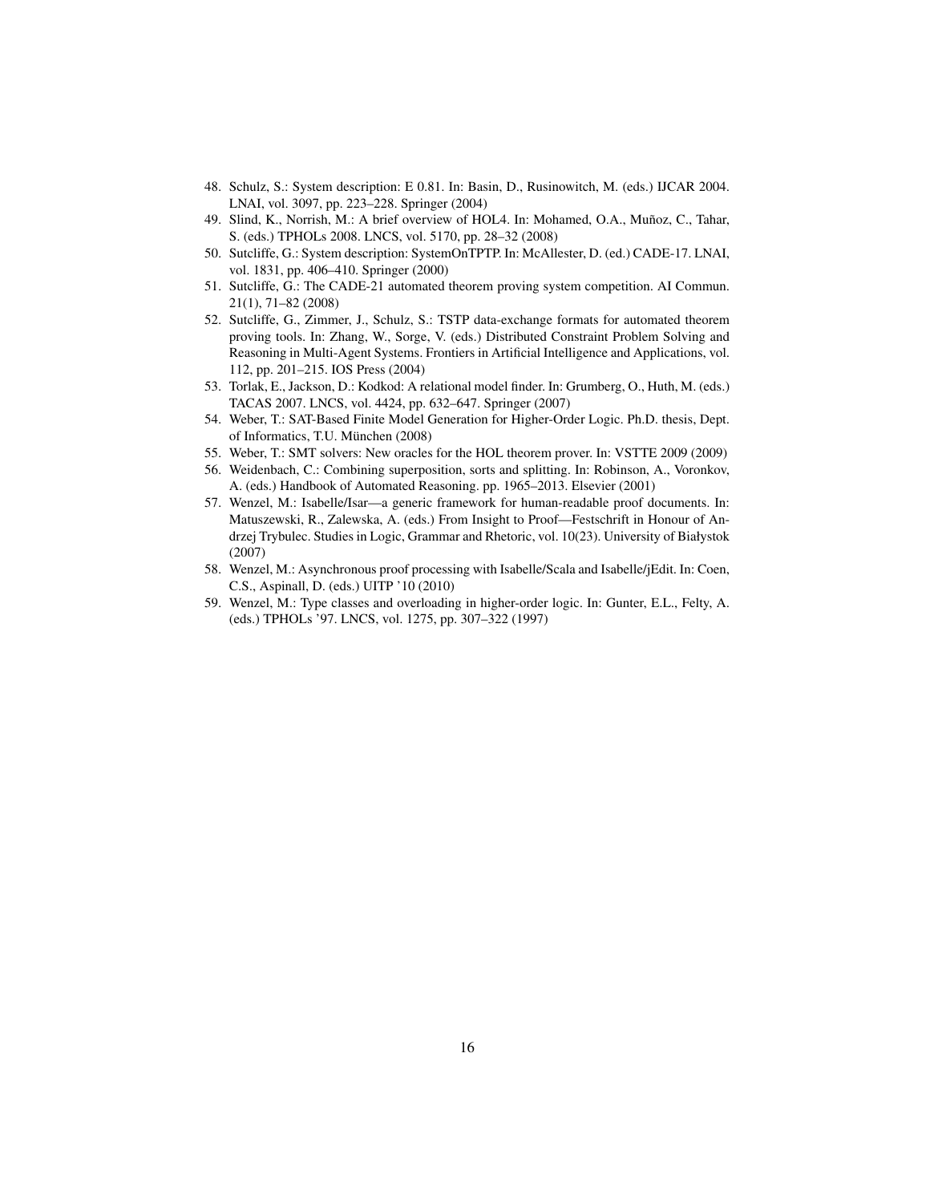48. Schulz, S.: System description: E 0.81. In: Basin, D., Rusinowitch, M. (eds.) IJCAR 2004. LNAI, vol. 3097, pp. 223–228. Springer (2004)
49. Slind, K., Norrish, M.: A brief overview of HOL4. In: Mohamed, O.A., Muñoz, C., Tahar, S. (eds.) TPHOLs 2008. LNCS, vol. 5170, pp. 28–32 (2008)
50. Sutcliffe, G.: System description: SystemOnTPTP. In: McAllester, D. (ed.) CADE-17. LNAI, vol. 1831, pp. 406–410. Springer (2000)
51. Sutcliffe, G.: The CADE-21 automated theorem proving system competition. AI Commun. 21(1), 71–82 (2008)
52. Sutcliffe, G., Zimmer, J., Schulz, S.: TSTP data-exchange formats for automated theorem proving tools. In: Zhang, W., Sorge, V. (eds.) Distributed Constraint Problem Solving and Reasoning in Multi-Agent Systems. Frontiers in Artificial Intelligence and Applications, vol. 112, pp. 201–215. IOS Press (2004)
53. Torlak, E., Jackson, D.: Kodkod: A relational model finder. In: Grumberg, O., Huth, M. (eds.) TACAS 2007. LNCS, vol. 4424, pp. 632–647. Springer (2007)
54. Weber, T.: SAT-Based Finite Model Generation for Higher-Order Logic. Ph.D. thesis, Dept. of Informatics, T.U. München (2008)
55. Weber, T.: SMT solvers: New oracles for the HOL theorem prover. In: VSTTE 2009 (2009)
56. Weidenbach, C.: Combining superposition, sorts and splitting. In: Robinson, A., Voronkov, A. (eds.) Handbook of Automated Reasoning. pp. 1965–2013. Elsevier (2001)
57. Wenzel, M.: Isabelle/Isar—a generic framework for human-readable proof documents. In: Matuszewski, R., Zalewska, A. (eds.) From Insight to Proof—Festschrift in Honour of Andrzej Trybulec. Studies in Logic, Grammar and Rhetoric, vol. 10(23). University of Białystok (2007)
58. Wenzel, M.: Asynchronous proof processing with Isabelle/Scala and Isabelle/jEdit. In: Coen, C.S., Aspinall, D. (eds.) UITP '10 (2010)
59. Wenzel, M.: Type classes and overloading in higher-order logic. In: Gunter, E.L., Felty, A. (eds.) TPHOLs '97. LNCS, vol. 1275, pp. 307–322 (1997)